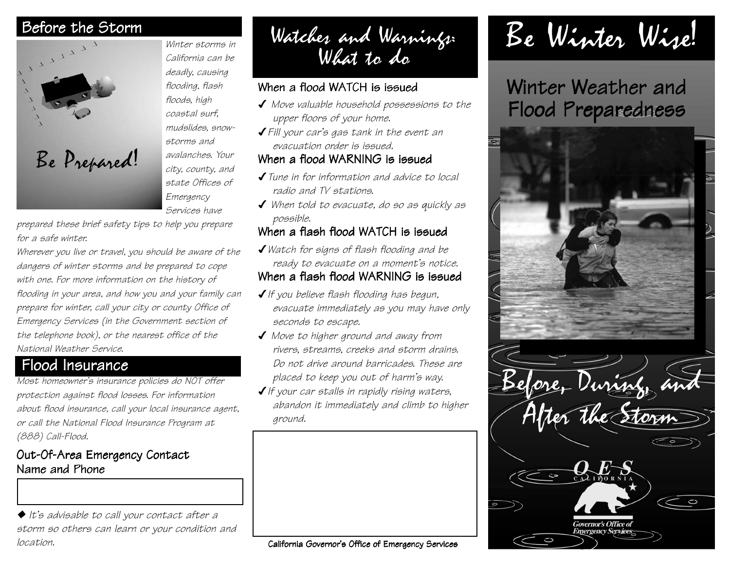## Before the Storm

Be Prepared!

*Winter storms in California can be deadly, causing flooding, flash floods, high coastal surf, mudslides, snow-storms and avalanches. Your city, county, and state Offices of Emergency Services have prepared these brief safety tips to help you prepare for a safe winter.*

*Wherever you live or travel, you should be aware of the dangers of winter storms and be prepared to cope with one. For more information on the history of flooding in your area, and how you and your family can prepare for winter, call your city or county Office of Emergency Services (in the Government section of the telephone book), or the nearest office of the National Weather Service.*

## Flood Insurance

*Most homeowner's insurance policies do NOT offer protection against flood losses. For information about flood insurance, call your local insurance agent, or call the National Flood Insurance Program at (888) Call-Flood.*

### Out-Of-Area Emergency Contact Name and Phone

|  |
|---|
|  |

◆ *It's advisable to call your contact after a storm so others can learn or your condition and location.*

## Watches and Warnings: What to do

### When a flood WATCH is issued

- ✔ *Move valuable household possessions to the upper floors of your home.*
- ✔ *Fill your car's gas tank in the event an evacuation order is issued.*

### When a flood WARNING is issued

- ✔ *Tune in for information and advice to local radio and TV stations.*
- ✔ *When told to evacuate, do so as quickly as possible.*

### When a flash flood WATCH is issued

- ✔ *Watch for signs of flash flooding and be ready to evacuate on a moment's notice.*

### When a flash flood WARNING is issued

- ✔ *If you believe flash flooding has begun, evacuate immediately as you may have only seconds to escape.*
- ✔ *Move to higher ground and away from rivers, streams, creeks and storm drains. Do not drive around barricades. These are placed to keep you out of harm's way.*
- ✔ *If your car stalls in rapidly rising waters, abandon it immediately and climb to higher ground.*

California Governor's Office of Emergency Services

# Be Winter Wise!

## Winter Weather and Flood Preparedness

## Before, During, and After the Storm

OES California

Governor's Office of Emergency Services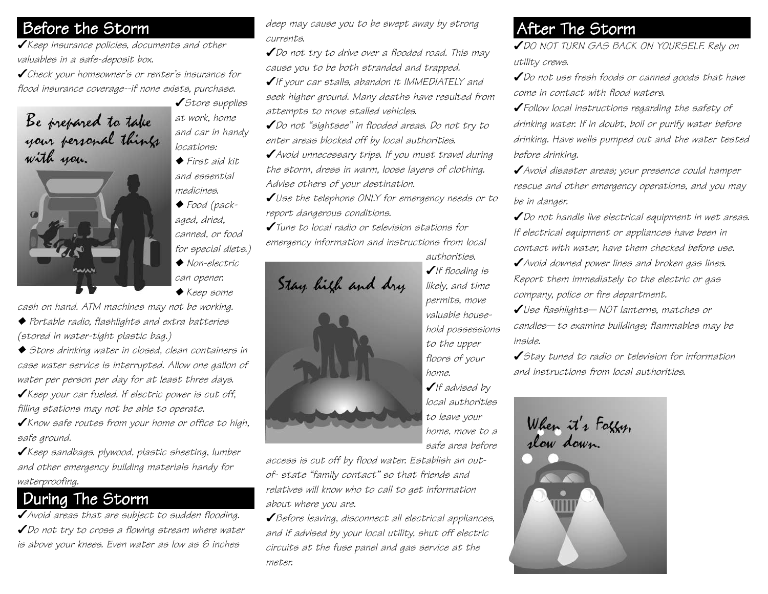## Before the Storm

✔Keep insurance policies, documents and other valuables in a safe-deposit box.

✔Check your homeowner's or renter's insurance for flood insurance coverage--if none exists, purchase.

✔Store supplies at work, home and car in handy locations:

◆ First aid kit and essential medicines.

◆ Food (packaged, dried, canned, or food for special diets.)

◆ Non-electric can opener.

◆ Keep some cash on hand. ATM machines may not be working.

◆ Portable radio, flashlights and extra batteries (stored in water-tight plastic bag.)

◆ Store drinking water in closed, clean containers in case water service is interrupted. Allow one gallon of water per person per day for at least three days.

✔Keep your car fueled. If electric power is cut off, filling stations may not be able to operate.

✔Know safe routes from your home or office to high, safe ground.

✔Keep sandbags, plywood, plastic sheeting, lumber and other emergency building materials handy for waterproofing.

Be prepared to take your personal things with you.

## During The Storm

✔Avoid areas that are subject to sudden flooding.

✔Do not try to cross a flowing stream where water is above your knees. Even water as low as 6 inches deep may cause you to be swept away by strong currents.

✔Do not try to drive over a flooded road. This may cause you to be both stranded and trapped.

✔If your car stalls, abandon it IMMEDIATELY and seek higher ground. Many deaths have resulted from attempts to move stalled vehicles.

✔Do not "sightsee" in flooded areas. Do not try to enter areas blocked off by local authorities.

✔Avoid unnecessary trips. If you must travel during the storm, dress in warm, loose layers of clothing. Advise others of your destination.

✔Use the telephone ONLY for emergency needs or to report dangerous conditions.

✔Tune to local radio or television stations for emergency information and instructions from local authorities.

✔If flooding is likely, and time permits, move valuable household possessions to the upper floors of your home.

✔If advised by local authorities to leave your home, move to a safe area before access is cut off by flood water. Establish an out-of- state "family contact" so that friends and relatives will know who to call to get information about where you are.

✔Before leaving, disconnect all electrical appliances, and if advised by your local utility, shut off electric circuits at the fuse panel and gas service at the meter.

Stay high and dry

## After The Storm

✔DO NOT TURN GAS BACK ON YOURSELF. Rely on utility crews.

✔Do not use fresh foods or canned goods that have come in contact with flood waters.

✔Follow local instructions regarding the safety of drinking water. If in doubt, boil or purify water before drinking. Have wells pumped out and the water tested before drinking.

✔Avoid disaster areas; your presence could hamper rescue and other emergency operations, and you may be in danger.

✔Do not handle live electrical equipment in wet areas. If electrical equipment or appliances have been in contact with water, have them checked before use.

✔Avoid downed power lines and broken gas lines. Report them immediately to the electric or gas company, police or fire department.

✔Use flashlights— NOT lanterns, matches or candles— to examine buildings; flammables may be inside.

✔Stay tuned to radio or television for information and instructions from local authorities.

When it's Foggy, slow down.